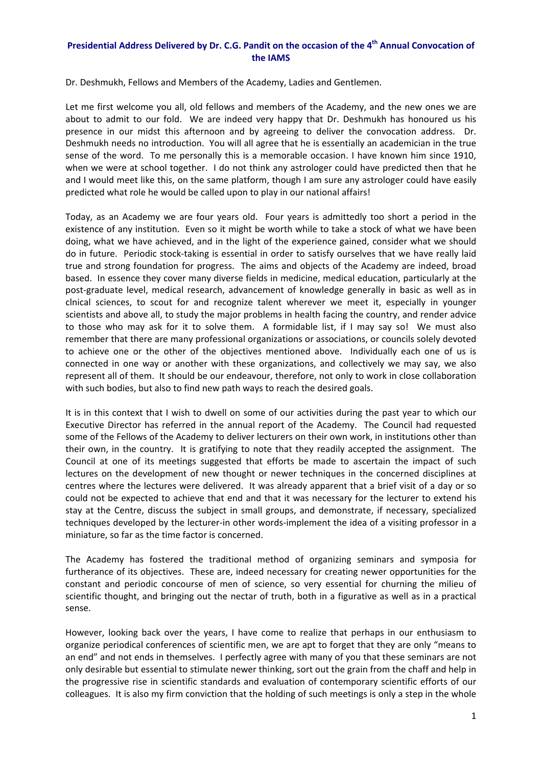# Presidential Address Delivered by Dr. C.G. Pandit on the occasion of the 4th Annual Convocation of the IAMS

Dr. Deshmukh, Fellows and Members of the Academy, Ladies and Gentlemen.

Let me first welcome you all, old fellows and members of the Academy, and the new ones we are about to admit to our fold. We are indeed very happy that Dr. Deshmukh has honoured us his presence in our midst this afternoon and by agreeing to deliver the convocation address. Dr. Deshmukh needs no introduction. You will all agree that he is essentially an academician in the true sense of the word. To me personally this is a memorable occasion. I have known him since 1910, when we were at school together. I do not think any astrologer could have predicted then that he and I would meet like this, on the same platform, though I am sure any astrologer could have easily predicted what role he would be called upon to play in our national affairs!

Today, as an Academy we are four years old. Four years is admittedly too short a period in the existence of any institution. Even so it might be worth while to take a stock of what we have been doing, what we have achieved, and in the light of the experience gained, consider what we should do in future. Periodic stock-taking is essential in order to satisfy ourselves that we have really laid true and strong foundation for progress. The aims and objects of the Academy are indeed, broad based. In essence they cover many diverse fields in medicine, medical education, particularly at the post-graduate level, medical research, advancement of knowledge generally in basic as well as in clnical sciences, to scout for and recognize talent wherever we meet it, especially in younger scientists and above all, to study the major problems in health facing the country, and render advice to those who may ask for it to solve them. A formidable list, if I may say so! We must also remember that there are many professional organizations or associations, or councils solely devoted to achieve one or the other of the objectives mentioned above. Individually each one of us is connected in one way or another with these organizations, and collectively we may say, we also represent all of them. It should be our endeavour, therefore, not only to work in close collaboration with such bodies, but also to find new path ways to reach the desired goals.

It is in this context that I wish to dwell on some of our activities during the past year to which our Executive Director has referred in the annual report of the Academy. The Council had requested some of the Fellows of the Academy to deliver lecturers on their own work, in institutions other than their own, in the country. It is gratifying to note that they readily accepted the assignment. The Council at one of its meetings suggested that efforts be made to ascertain the impact of such lectures on the development of new thought or newer techniques in the concerned disciplines at centres where the lectures were delivered. It was already apparent that a brief visit of a day or so could not be expected to achieve that end and that it was necessary for the lecturer to extend his stay at the Centre, discuss the subject in small groups, and demonstrate, if necessary, specialized techniques developed by the lecturer-in other words-implement the idea of a visiting professor in a miniature, so far as the time factor is concerned.

The Academy has fostered the traditional method of organizing seminars and symposia for furtherance of its objectives. These are, indeed necessary for creating newer opportunities for the constant and periodic concourse of men of science, so very essential for churning the milieu of scientific thought, and bringing out the nectar of truth, both in a figurative as well as in a practical sense.

However, looking back over the years, I have come to realize that perhaps in our enthusiasm to organize periodical conferences of scientific men, we are apt to forget that they are only "means to an end" and not ends in themselves. I perfectly agree with many of you that these seminars are not only desirable but essential to stimulate newer thinking, sort out the grain from the chaff and help in the progressive rise in scientific standards and evaluation of contemporary scientific efforts of our colleagues. It is also my firm conviction that the holding of such meetings is only a step in the whole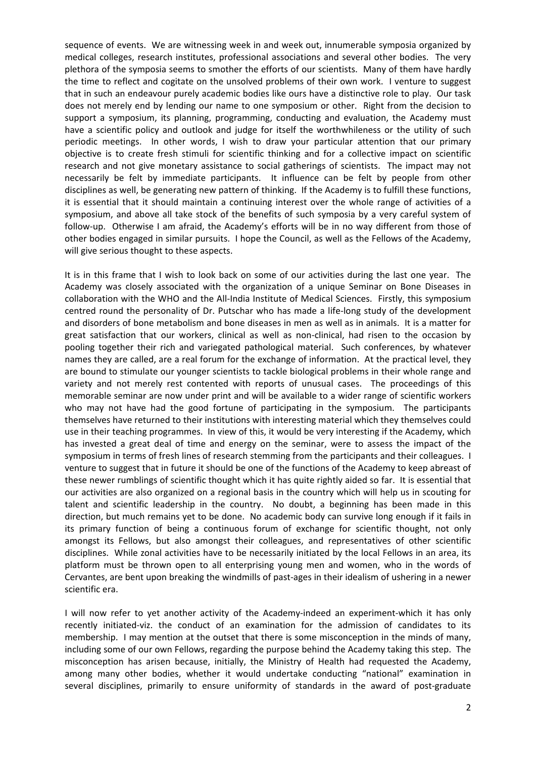sequence of events. We are witnessing week in and week out, innumerable symposia organized by medical colleges, research institutes, professional associations and several other bodies. The very plethora of the symposia seems to smother the efforts of our scientists. Many of them have hardly the time to reflect and cogitate on the unsolved problems of their own work. I venture to suggest that in such an endeavour purely academic bodies like ours have a distinctive role to play. Our task does not merely end by lending our name to one symposium or other. Right from the decision to support a symposium, its planning, programming, conducting and evaluation, the Academy must have a scientific policy and outlook and judge for itself the worthwhileness or the utility of such periodic meetings. In other words, I wish to draw your particular attention that our primary objective is to create fresh stimuli for scientific thinking and for a collective impact on scientific research and not give monetary assistance to social gatherings of scientists. The impact may not necessarily be felt by immediate participants. It influence can be felt by people from other disciplines as well, be generating new pattern of thinking. If the Academy is to fulfill these functions, it is essential that it should maintain a continuing interest over the whole range of activities of a symposium, and above all take stock of the benefits of such symposia by a very careful system of follow-up. Otherwise I am afraid, the Academy's efforts will be in no way different from those of other bodies engaged in similar pursuits. I hope the Council, as well as the Fellows of the Academy, will give serious thought to these aspects.

It is in this frame that I wish to look back on some of our activities during the last one year. The Academy was closely associated with the organization of a unique Seminar on Bone Diseases in collaboration with the WHO and the All-India Institute of Medical Sciences. Firstly, this symposium centred round the personality of Dr. Putschar who has made a life-long study of the development and disorders of bone metabolism and bone diseases in men as well as in animals. It is a matter for great satisfaction that our workers, clinical as well as non-clinical, had risen to the occasion by pooling together their rich and variegated pathological material. Such conferences, by whatever names they are called, are a real forum for the exchange of information. At the practical level, they are bound to stimulate our younger scientists to tackle biological problems in their whole range and variety and not merely rest contented with reports of unusual cases. The proceedings of this memorable seminar are now under print and will be available to a wider range of scientific workers who may not have had the good fortune of participating in the symposium. The participants themselves have returned to their institutions with interesting material which they themselves could use in their teaching programmes. In view of this, it would be very interesting if the Academy, which has invested a great deal of time and energy on the seminar, were to assess the impact of the symposium in terms of fresh lines of research stemming from the participants and their colleagues. I venture to suggest that in future it should be one of the functions of the Academy to keep abreast of these newer rumblings of scientific thought which it has quite rightly aided so far. It is essential that our activities are also organized on a regional basis in the country which will help us in scouting for talent and scientific leadership in the country. No doubt, a beginning has been made in this direction, but much remains yet to be done. No academic body can survive long enough if it fails in its primary function of being a continuous forum of exchange for scientific thought, not only amongst its Fellows, but also amongst their colleagues, and representatives of other scientific disciplines. While zonal activities have to be necessarily initiated by the local Fellows in an area, its platform must be thrown open to all enterprising young men and women, who in the words of Cervantes, are bent upon breaking the windmills of past-ages in their idealism of ushering in a newer scientific era.

I will now refer to yet another activity of the Academy-indeed an experiment-which it has only recently initiated-viz. the conduct of an examination for the admission of candidates to its membership. I may mention at the outset that there is some misconception in the minds of many, including some of our own Fellows, regarding the purpose behind the Academy taking this step. The misconception has arisen because, initially, the Ministry of Health had requested the Academy, among many other bodies, whether it would undertake conducting "national" examination in several disciplines, primarily to ensure uniformity of standards in the award of post-graduate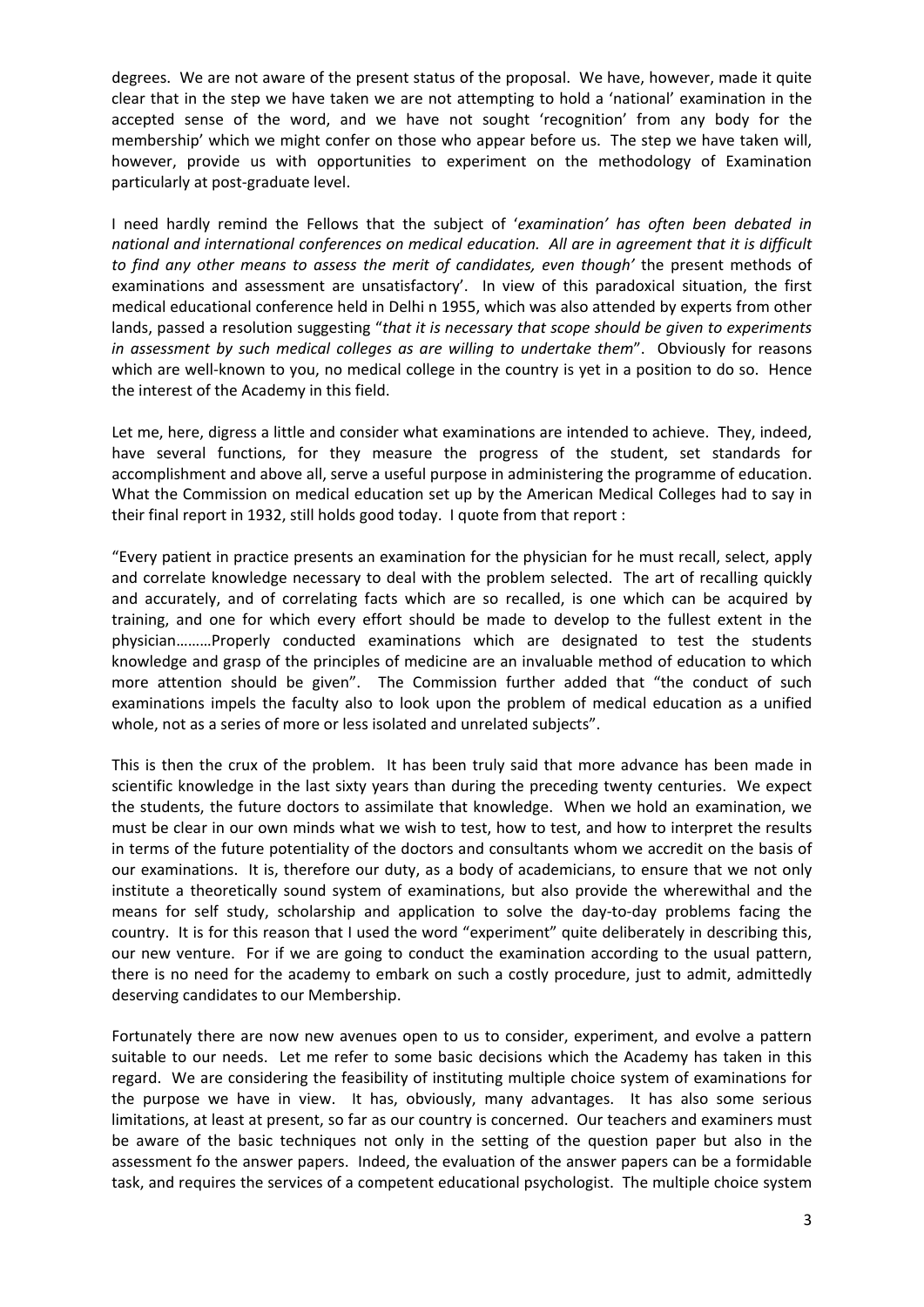degrees. We are not aware of the present status of the proposal. We have, however, made it quite clear that in the step we have taken we are not attempting to hold a 'national' examination in the accepted sense of the word, and we have not sought 'recognition' from any body for the membership' which we might confer on those who appear before us. The step we have taken will, however, provide us with opportunities to experiment on the methodology of Examination particularly at post-graduate level.

I need hardly remind the Fellows that the subject of '*examination' has often been debated in national and international conferences on medical education. All are in agreement that it is difficult to find any other means to assess the merit of candidates, even though'* the present methods of examinations and assessment are unsatisfactory'. In view of this paradoxical situation, the first medical educational conference held in Delhi n 1955, which was also attended by experts from other lands, passed a resolution suggesting "*that it is necessary that scope should be given to experiments in assessment by such medical colleges as are willing to undertake them*". Obviously for reasons which are well-known to you, no medical college in the country is yet in a position to do so. Hence the interest of the Academy in this field.

Let me, here, digress a little and consider what examinations are intended to achieve. They, indeed, have several functions, for they measure the progress of the student, set standards for accomplishment and above all, serve a useful purpose in administering the programme of education. What the Commission on medical education set up by the American Medical Colleges had to say in their final report in 1932, still holds good today. I quote from that report :

"Every patient in practice presents an examination for the physician for he must recall, select, apply and correlate knowledge necessary to deal with the problem selected. The art of recalling quickly and accurately, and of correlating facts which are so recalled, is one which can be acquired by training, and one for which every effort should be made to develop to the fullest extent in the physician………Properly conducted examinations which are designated to test the students knowledge and grasp of the principles of medicine are an invaluable method of education to which more attention should be given". The Commission further added that "the conduct of such examinations impels the faculty also to look upon the problem of medical education as a unified whole, not as a series of more or less isolated and unrelated subjects".

This is then the crux of the problem. It has been truly said that more advance has been made in scientific knowledge in the last sixty years than during the preceding twenty centuries. We expect the students, the future doctors to assimilate that knowledge. When we hold an examination, we must be clear in our own minds what we wish to test, how to test, and how to interpret the results in terms of the future potentiality of the doctors and consultants whom we accredit on the basis of our examinations. It is, therefore our duty, as a body of academicians, to ensure that we not only institute a theoretically sound system of examinations, but also provide the wherewithal and the means for self study, scholarship and application to solve the day-to-day problems facing the country. It is for this reason that I used the word "experiment" quite deliberately in describing this, our new venture. For if we are going to conduct the examination according to the usual pattern, there is no need for the academy to embark on such a costly procedure, just to admit, admittedly deserving candidates to our Membership.

Fortunately there are now new avenues open to us to consider, experiment, and evolve a pattern suitable to our needs. Let me refer to some basic decisions which the Academy has taken in this regard. We are considering the feasibility of instituting multiple choice system of examinations for the purpose we have in view. It has, obviously, many advantages. It has also some serious limitations, at least at present, so far as our country is concerned. Our teachers and examiners must be aware of the basic techniques not only in the setting of the question paper but also in the assessment fo the answer papers. Indeed, the evaluation of the answer papers can be a formidable task, and requires the services of a competent educational psychologist. The multiple choice system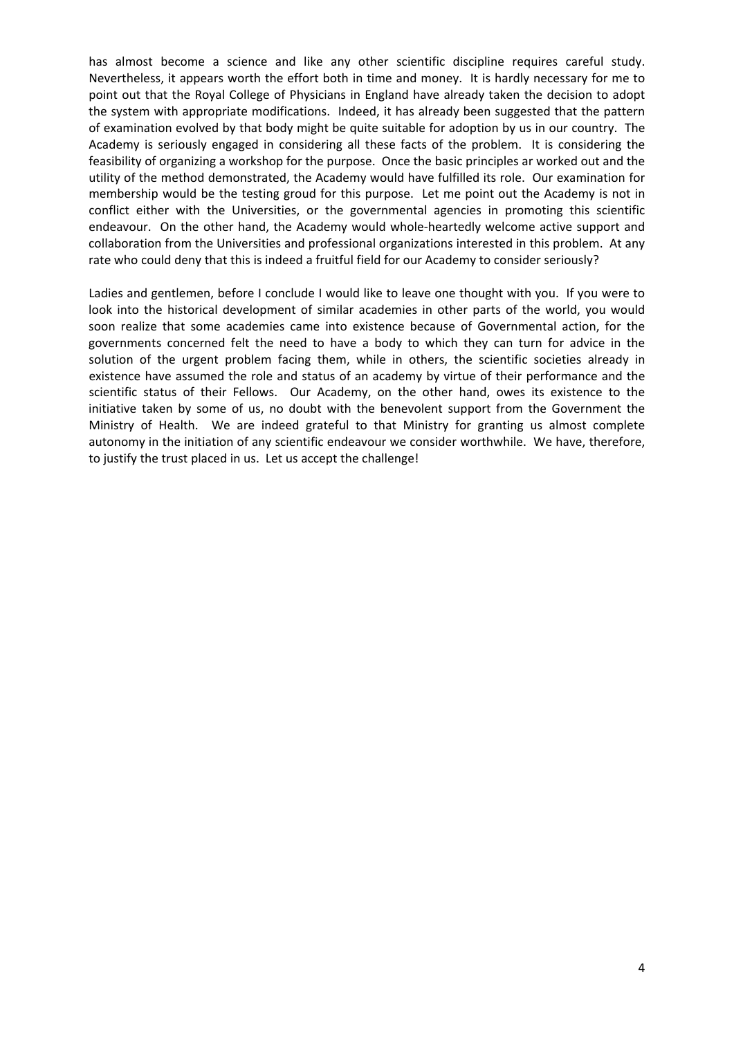has almost become a science and like any other scientific discipline requires careful study. Nevertheless, it appears worth the effort both in time and money. It is hardly necessary for me to point out that the Royal College of Physicians in England have already taken the decision to adopt the system with appropriate modifications. Indeed, it has already been suggested that the pattern of examination evolved by that body might be quite suitable for adoption by us in our country. The Academy is seriously engaged in considering all these facts of the problem. It is considering the feasibility of organizing a workshop for the purpose. Once the basic principles ar worked out and the utility of the method demonstrated, the Academy would have fulfilled its role. Our examination for membership would be the testing groud for this purpose. Let me point out the Academy is not in conflict either with the Universities, or the governmental agencies in promoting this scientific endeavour. On the other hand, the Academy would whole-heartedly welcome active support and collaboration from the Universities and professional organizations interested in this problem. At any rate who could deny that this is indeed a fruitful field for our Academy to consider seriously?

Ladies and gentlemen, before I conclude I would like to leave one thought with you. If you were to look into the historical development of similar academies in other parts of the world, you would soon realize that some academies came into existence because of Governmental action, for the governments concerned felt the need to have a body to which they can turn for advice in the solution of the urgent problem facing them, while in others, the scientific societies already in existence have assumed the role and status of an academy by virtue of their performance and the scientific status of their Fellows. Our Academy, on the other hand, owes its existence to the initiative taken by some of us, no doubt with the benevolent support from the Government the Ministry of Health. We are indeed grateful to that Ministry for granting us almost complete autonomy in the initiation of any scientific endeavour we consider worthwhile. We have, therefore, to justify the trust placed in us. Let us accept the challenge!